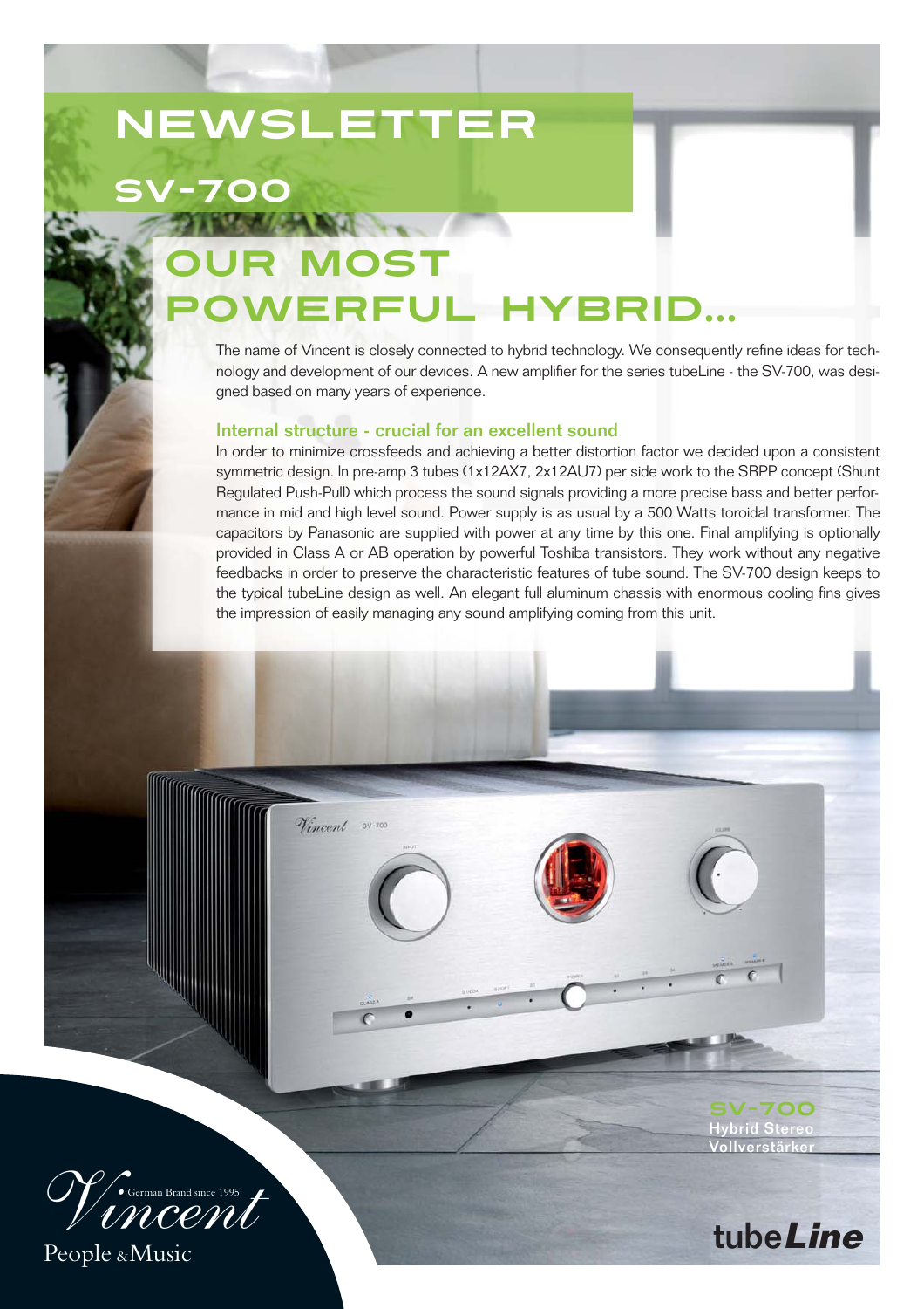# NEWSLETTER

## SV-700

# OUR MOST POWERFUL HYBRID...

The name of Vincent is closely connected to hybrid technology. We consequently refine ideas for technology and development of our devices. A new amplifier for the series tubeLine - the SV-700, was designed based on many years of experience.

### Internal structure - crucial for an excellent sound

In order to minimize crossfeeds and achieving a better distortion factor we decided upon a consistent symmetric design. In pre-amp 3 tubes (1x12AX7, 2x12AU7) per side work to the SRPP concept (Shunt Regulated Push-Pull) which process the sound signals providing a more precise bass and better performance in mid and high level sound. Power supply is as usual by a 500 Watts toroidal transformer. The capacitors by Panasonic are supplied with power at any time by this one. Final amplifying is optionally provided in Class A or AB operation by powerful Toshiba transistors. They work without any negative feedbacks in order to preserve the characteristic features of tube sound. The SV-700 design keeps to the typical tubeLine design as well. An elegant full aluminum chassis with enormous cooling fins gives the impression of easily managing any sound amplifying coming from this unit.

**SV-700**
Hybrid Stereo Vollverstärker

Vincent German Brand since 1995
People & Music

tube*Line*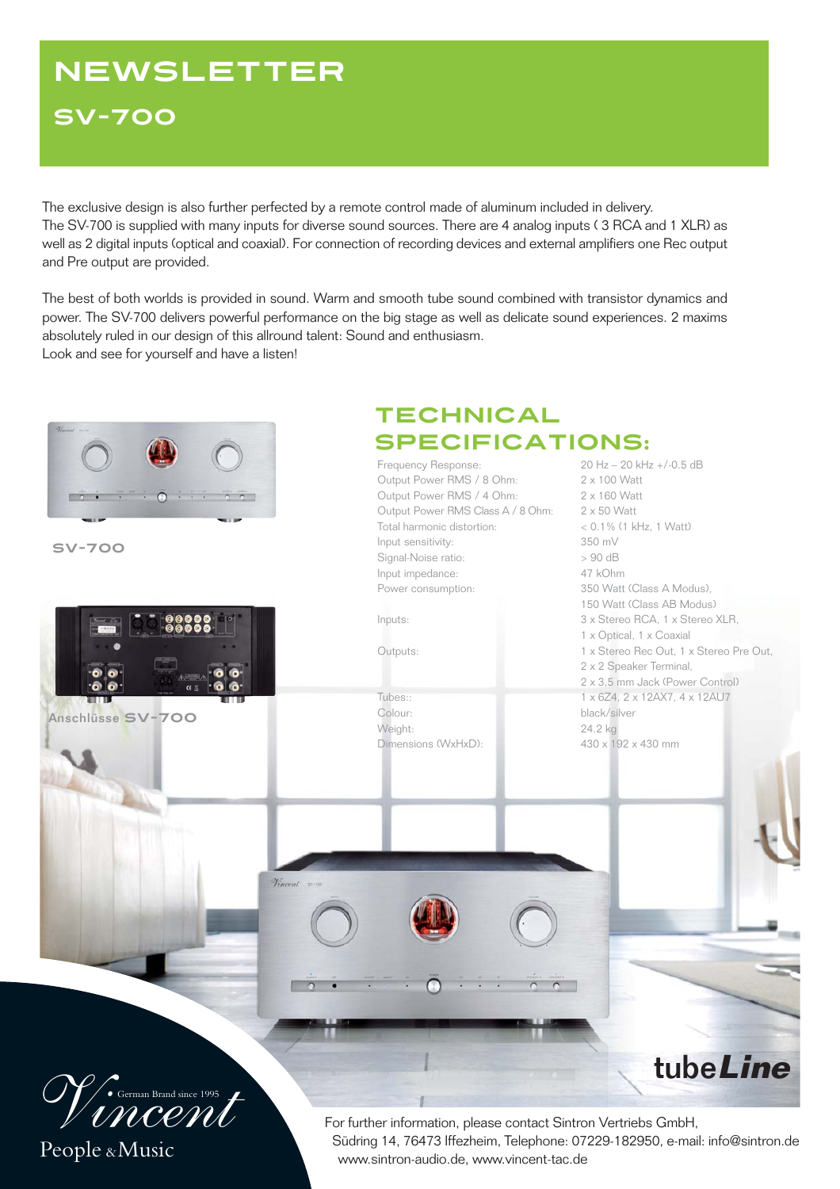# NEWSLETTER

## SV-700

The exclusive design is also further perfected by a remote control made of aluminum included in delivery. The SV-700 is supplied with many inputs for diverse sound sources. There are 4 analog inputs ( 3 RCA and 1 XLR) as well as 2 digital inputs (optical and coaxial). For connection of recording devices and external amplifiers one Rec output and Pre output are provided.

The best of both worlds is provided in sound. Warm and smooth tube sound combined with transistor dynamics and power. The SV-700 delivers powerful performance on the big stage as well as delicate sound experiences. 2 maxims absolutely ruled in our design of this allround talent: Sound and enthusiasm.
Look and see for yourself and have a listen!

SV-700

Anschlüsse SV-700

## TECHNICAL SPECIFICATIONS:

| | |
|---|---|
| Frequency Response: | 20 Hz – 20 kHz +/-0.5 dB |
| Output Power RMS / 8 Ohm: | 2 x 100 Watt |
| Output Power RMS / 4 Ohm: | 2 x 160 Watt |
| Output Power RMS Class A / 8 Ohm: | 2 x 50 Watt |
| Total harmonic distortion: | < 0.1% (1 kHz, 1 Watt) |
| Input sensitivity: | 350 mV |
| Signal-Noise ratio: | > 90 dB |
| Input impedance: | 47 kOhm |
| Power consumption: | 350 Watt (Class A Modus), 150 Watt (Class AB Modus) |
| Inputs: | 3 x Stereo RCA, 1 x Stereo XLR, 1 x Optical, 1 x Coaxial |
| Outputs: | 1 x Stereo Rec Out, 1 x Stereo Pre Out, 2 x 2 Speaker Terminal, 2 x 3,5 mm Jack (Power Control) |
| Tubes:: | 1 x 6Z4, 2 x 12AX7, 4 x 12AU7 |
| Colour: | black/silver |
| Weight: | 24.2 kg |
| Dimensions (WxHxD): | 430 x 192 x 430 mm |

tube*Line*

Vincent German Brand since 1995
People & Music

For further information, please contact Sintron Vertriebs GmbH,
Südring 14, 76473 Iffezheim, Telephone: 07229-182950, e-mail: info@sintron.de
www.sintron-audio.de, www.vincent-tac.de